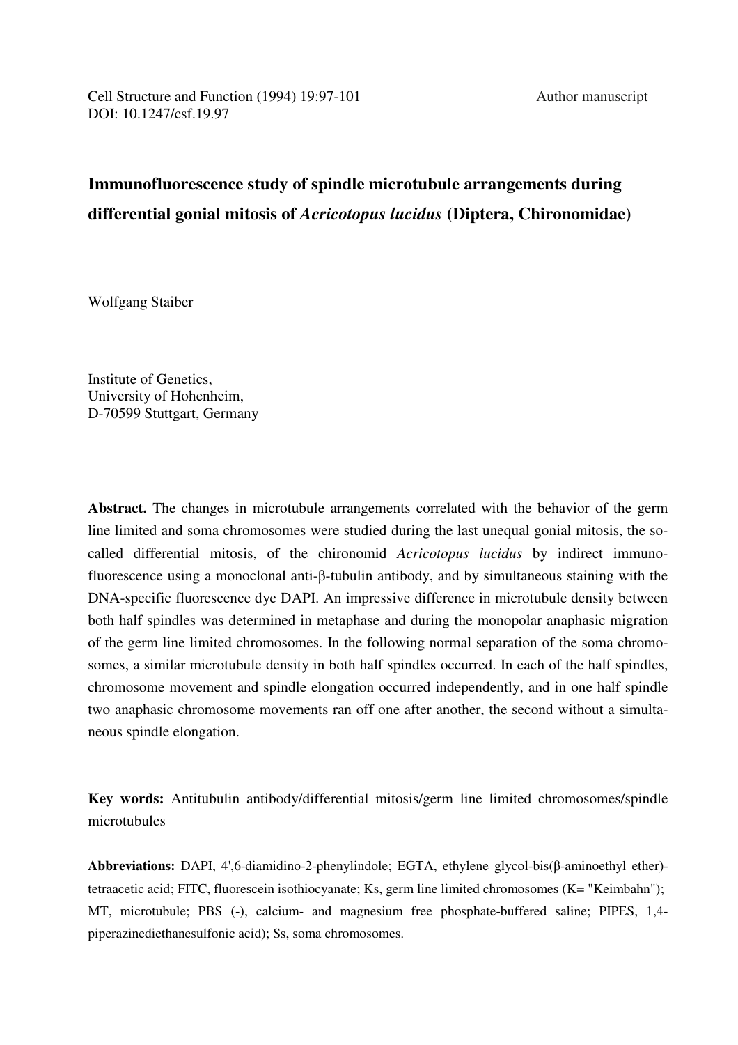Cell Structure and Function (1994) 19:97-101
DOI: 10.1247/csf.19.97

Author manuscript

# Immunofluorescence study of spindle microtubule arrangements during differential gonial mitosis of *Acricotopus lucidus* (Diptera, Chironomidae)

Wolfgang Staiber

Institute of Genetics,
University of Hohenheim,
D-70599 Stuttgart, Germany

**Abstract.** The changes in microtubule arrangements correlated with the behavior of the germ line limited and soma chromosomes were studied during the last unequal gonial mitosis, the so-called differential mitosis, of the chironomid *Acricotopus lucidus* by indirect immunofluorescence using a monoclonal anti-β-tubulin antibody, and by simultaneous staining with the DNA-specific fluorescence dye DAPI. An impressive difference in microtubule density between both half spindles was determined in metaphase and during the monopolar anaphasic migration of the germ line limited chromosomes. In the following normal separation of the soma chromosomes, a similar microtubule density in both half spindles occurred. In each of the half spindles, chromosome movement and spindle elongation occurred independently, and in one half spindle two anaphasic chromosome movements ran off one after another, the second without a simultaneous spindle elongation.

**Key words:** Antitubulin antibody/differential mitosis/germ line limited chromosomes/spindle microtubules

**Abbreviations:** DAPI, 4',6-diamidino-2-phenylindole; EGTA, ethylene glycol-bis(β-aminoethyl ether)-tetraacetic acid; FITC, fluorescein isothiocyanate; Ks, germ line limited chromosomes (K= "Keimbahn"); MT, microtubule; PBS (-), calcium- and magnesium free phosphate-buffered saline; PIPES, 1,4-piperazinediethanesulfonic acid); Ss, soma chromosomes.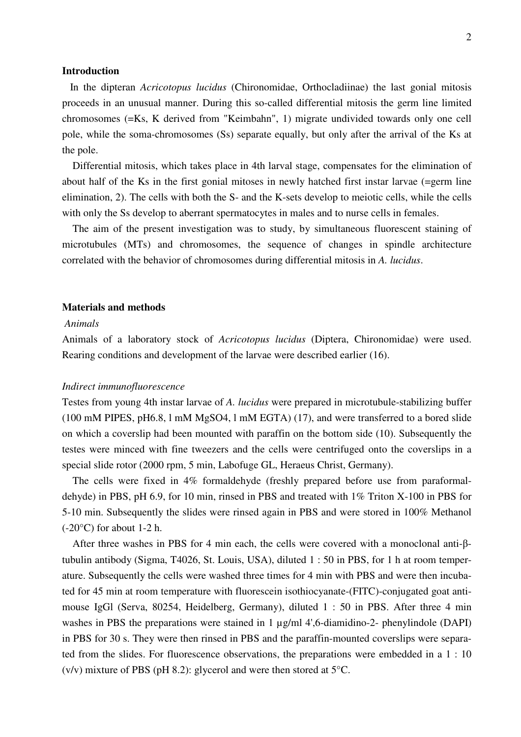## Introduction

In the dipteran *Acricotopus lucidus* (Chironomidae, Orthocladiinae) the last gonial mitosis proceeds in an unusual manner. During this so-called differential mitosis the germ line limited chromosomes (=Ks, K derived from "Keimbahn", 1) migrate undivided towards only one cell pole, while the soma-chromosomes (Ss) separate equally, but only after the arrival of the Ks at the pole.

Differential mitosis, which takes place in 4th larval stage, compensates for the elimination of about half of the Ks in the first gonial mitoses in newly hatched first instar larvae (=germ line elimination, 2). The cells with both the S- and the K-sets develop to meiotic cells, while the cells with only the Ss develop to aberrant spermatocytes in males and to nurse cells in females.

The aim of the present investigation was to study, by simultaneous fluorescent staining of microtubules (MTs) and chromosomes, the sequence of changes in spindle architecture correlated with the behavior of chromosomes during differential mitosis in *A. lucidus*.

## Materials and methods

### *Animals*

Animals of a laboratory stock of *Acricotopus lucidus* (Diptera, Chironomidae) were used. Rearing conditions and development of the larvae were described earlier (16).

### *Indirect immunofluorescence*

Testes from young 4th instar larvae of *A. lucidus* were prepared in microtubule-stabilizing buffer (100 mM PIPES, pH6.8, l mM $MgSO_4$, l mM EGTA) (17), and were transferred to a bored slide on which a coverslip had been mounted with paraffin on the bottom side (10). Subsequently the testes were minced with fine tweezers and the cells were centrifuged onto the coverslips in a special slide rotor (2000 rpm, 5 min, Labofuge GL, Heraeus Christ, Germany).

The cells were fixed in 4% formaldehyde (freshly prepared before use from paraformaldehyde) in PBS, pH 6.9, for 10 min, rinsed in PBS and treated with 1% Triton X-100 in PBS for 5-10 min. Subsequently the slides were rinsed again in PBS and were stored in 100% Methanol (-20°C) for about 1-2 h.

After three washes in PBS for 4 min each, the cells were covered with a monoclonal anti-β-tubulin antibody (Sigma, T4026, St. Louis, USA), diluted 1 : 50 in PBS, for 1 h at room temperature. Subsequently the cells were washed three times for 4 min with PBS and were then incubated for 45 min at room temperature with fluorescein isothiocyanate-(FITC)-conjugated goat anti-mouse IgGl (Serva, 80254, Heidelberg, Germany), diluted 1 : 50 in PBS. After three 4 min washes in PBS the preparations were stained in 1 µg/ml 4',6-diamidino-2- phenylindole (DAPI) in PBS for 30 s. They were then rinsed in PBS and the paraffin-mounted coverslips were separated from the slides. For fluorescence observations, the preparations were embedded in a 1 : 10 (v/v) mixture of PBS (pH 8.2): glycerol and were then stored at 5°C.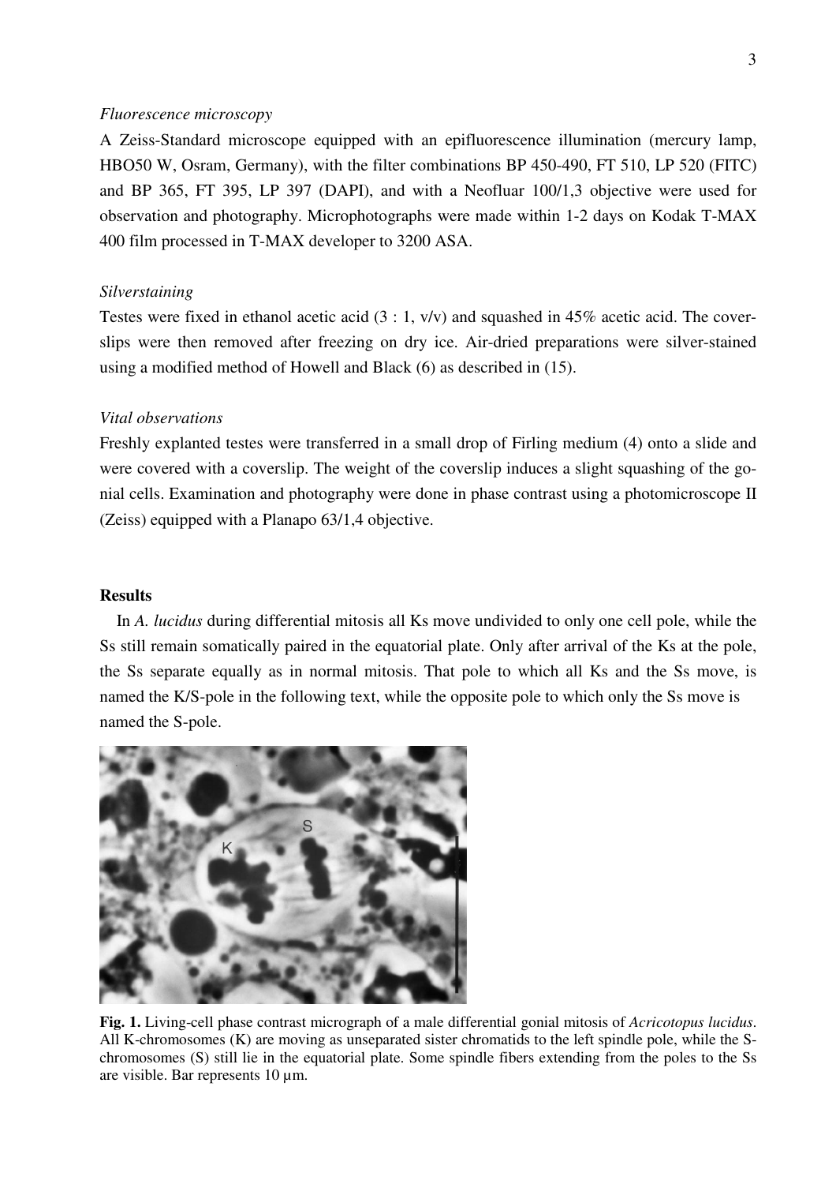*Fluorescence microscopy*

A Zeiss-Standard microscope equipped with an epifluorescence illumination (mercury lamp, HBO50 W, Osram, Germany), with the filter combinations BP 450-490, FT 510, LP 520 (FITC) and BP 365, FT 395, LP 397 (DAPI), and with a Neofluar 100/1,3 objective were used for observation and photography. Microphotographs were made within 1-2 days on Kodak T-MAX 400 film processed in T-MAX developer to 3200 ASA.

*Silverstaining*

Testes were fixed in ethanol acetic acid (3 : 1, v/v) and squashed in 45% acetic acid. The cover-slips were then removed after freezing on dry ice. Air-dried preparations were silver-stained using a modified method of Howell and Black (6) as described in (15).

*Vital observations*

Freshly explanted testes were transferred in a small drop of Firling medium (4) onto a slide and were covered with a coverslip. The weight of the coverslip induces a slight squashing of the go-nial cells. Examination and photography were done in phase contrast using a photomicroscope II (Zeiss) equipped with a Planapo 63/1,4 objective.

**Results**

In *A. lucidus* during differential mitosis all Ks move undivided to only one cell pole, while the Ss still remain somatically paired in the equatorial plate. Only after arrival of the Ks at the pole, the Ss separate equally as in normal mitosis. That pole to which all Ks and the Ss move, is named the K/S-pole in the following text, while the opposite pole to which only the Ss move is named the S-pole.

**Fig. 1.** Living-cell phase contrast micrograph of a male differential gonial mitosis of *Acricotopus lucidus*. All K-chromosomes (K) are moving as unseparated sister chromatids to the left spindle pole, while the S-chromosomes (S) still lie in the equatorial plate. Some spindle fibers extending from the poles to the Ss are visible. Bar represents 10 µm.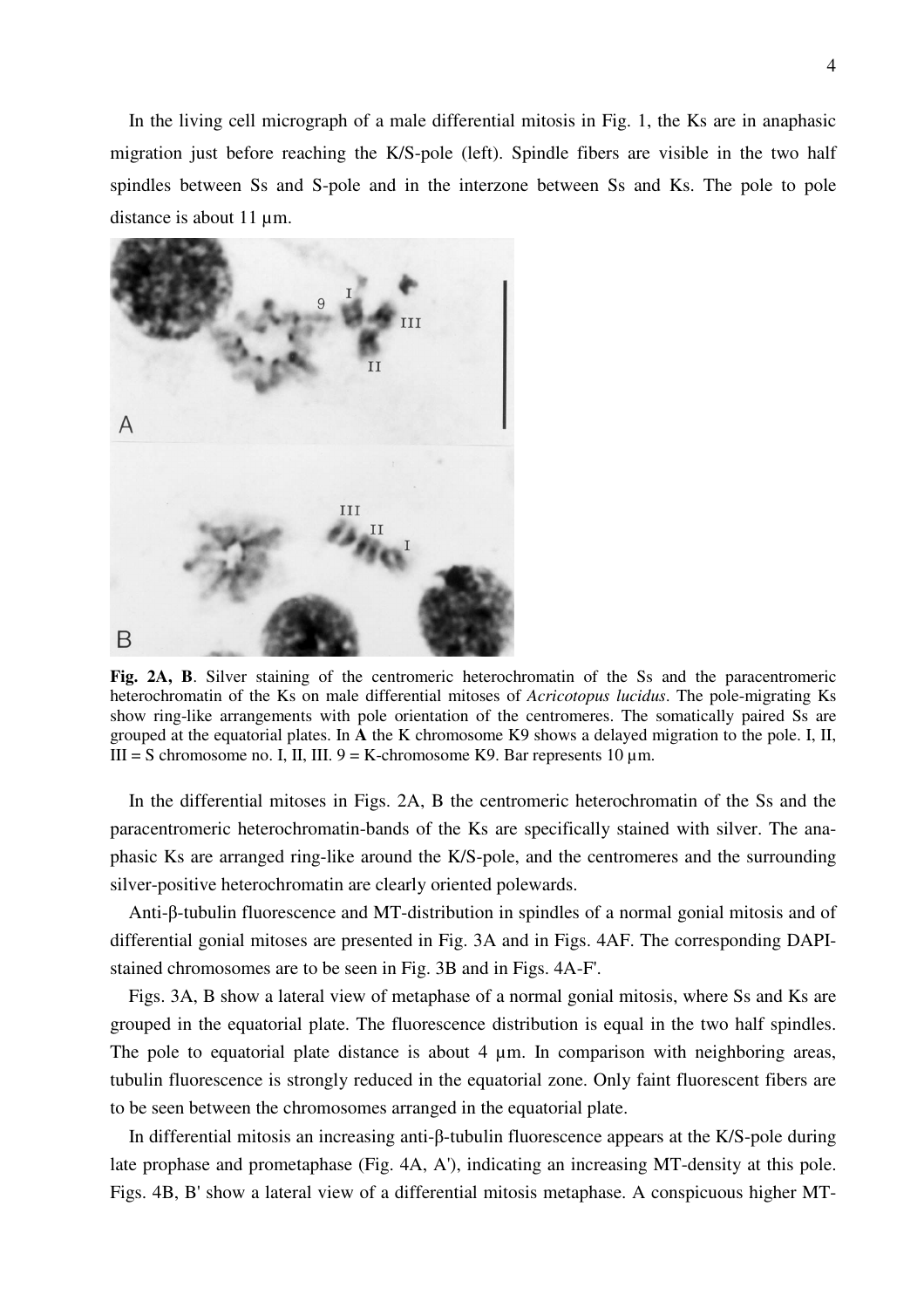In the living cell micrograph of a male differential mitosis in Fig. 1, the Ks are in anaphasic migration just before reaching the K/S-pole (left). Spindle fibers are visible in the two half spindles between Ss and S-pole and in the interzone between Ss and Ks. The pole to pole distance is about 11 µm.

**Fig. 2A, B**. Silver staining of the centromeric heterochromatin of the Ss and the paracentromeric heterochromatin of the Ks on male differential mitoses of *Acricotopus lucidus*. The pole-migrating Ks show ring-like arrangements with pole orientation of the centromeres. The somatically paired Ss are grouped at the equatorial plates. In **A** the K chromosome K9 shows a delayed migration to the pole. I, II, III = S chromosome no. I, II, III. 9 = K-chromosome K9. Bar represents 10 µm.

In the differential mitoses in Figs. 2A, B the centromeric heterochromatin of the Ss and the paracentromeric heterochromatin-bands of the Ks are specifically stained with silver. The anaphasic Ks are arranged ring-like around the K/S-pole, and the centromeres and the surrounding silver-positive heterochromatin are clearly oriented polewards.

Anti-β-tubulin fluorescence and MT-distribution in spindles of a normal gonial mitosis and of differential gonial mitoses are presented in Fig. 3A and in Figs. 4AF. The corresponding DAPI-stained chromosomes are to be seen in Fig. 3B and in Figs. 4A-F'.

Figs. 3A, B show a lateral view of metaphase of a normal gonial mitosis, where Ss and Ks are grouped in the equatorial plate. The fluorescence distribution is equal in the two half spindles. The pole to equatorial plate distance is about 4 µm. In comparison with neighboring areas, tubulin fluorescence is strongly reduced in the equatorial zone. Only faint fluorescent fibers are to be seen between the chromosomes arranged in the equatorial plate.

In differential mitosis an increasing anti-β-tubulin fluorescence appears at the K/S-pole during late prophase and prometaphase (Fig. 4A, A'), indicating an increasing MT-density at this pole. Figs. 4B, B' show a lateral view of a differential mitosis metaphase. A conspicuous higher MT-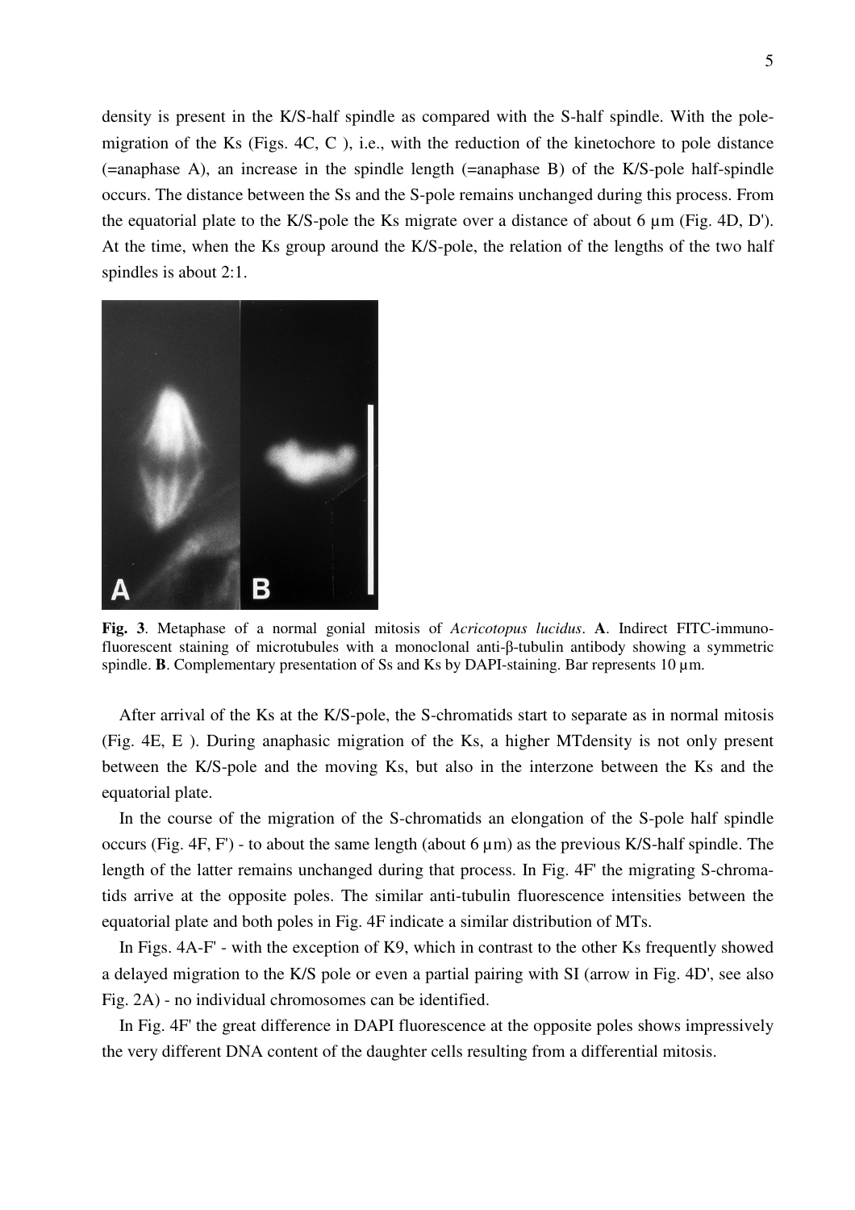density is present in the K/S-half spindle as compared with the S-half spindle. With the pole-migration of the Ks (Figs. 4C, C ), i.e., with the reduction of the kinetochore to pole distance (=anaphase A), an increase in the spindle length (=anaphase B) of the K/S-pole half-spindle occurs. The distance between the Ss and the S-pole remains unchanged during this process. From the equatorial plate to the K/S-pole the Ks migrate over a distance of about 6 µm (Fig. 4D, D'). At the time, when the Ks group around the K/S-pole, the relation of the lengths of the two half spindles is about 2:1.

**Fig. 3**. Metaphase of a normal gonial mitosis of *Acricotopus lucidus*. **A**. Indirect FITC-immunofluorescent staining of microtubules with a monoclonal anti-β-tubulin antibody showing a symmetric spindle. **B**. Complementary presentation of Ss and Ks by DAPI-staining. Bar represents 10 µm.

After arrival of the Ks at the K/S-pole, the S-chromatids start to separate as in normal mitosis (Fig. 4E, E ). During anaphasic migration of the Ks, a higher MTdensity is not only present between the K/S-pole and the moving Ks, but also in the interzone between the Ks and the equatorial plate.

In the course of the migration of the S-chromatids an elongation of the S-pole half spindle occurs (Fig. 4F, F') - to about the same length (about 6 µm) as the previous K/S-half spindle. The length of the latter remains unchanged during that process. In Fig. 4F' the migrating S-chromatids arrive at the opposite poles. The similar anti-tubulin fluorescence intensities between the equatorial plate and both poles in Fig. 4F indicate a similar distribution of MTs.

In Figs. 4A-F' - with the exception of K9, which in contrast to the other Ks frequently showed a delayed migration to the K/S pole or even a partial pairing with SI (arrow in Fig. 4D', see also Fig. 2A) - no individual chromosomes can be identified.

In Fig. 4F' the great difference in DAPI fluorescence at the opposite poles shows impressively the very different DNA content of the daughter cells resulting from a differential mitosis.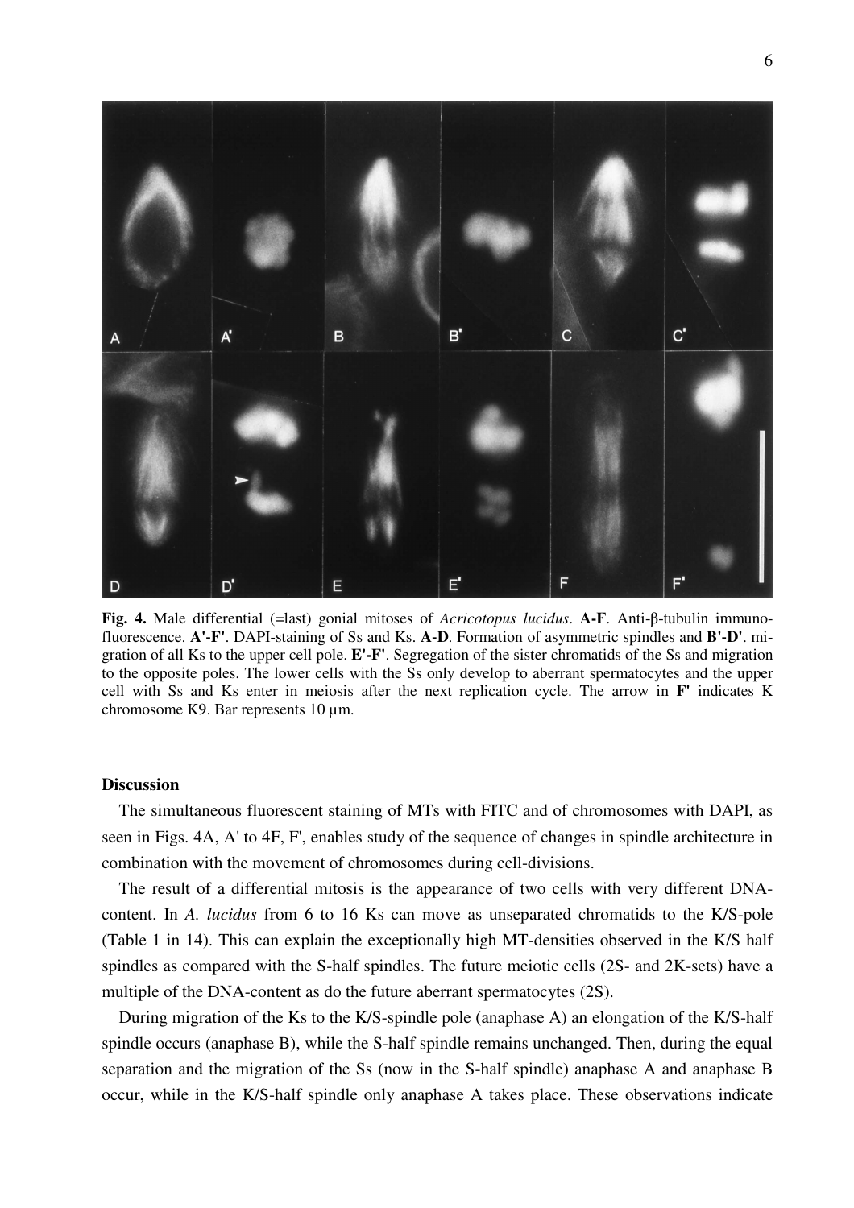**Fig. 4.** Male differential (=last) gonial mitoses of *Acricotopus lucidus*. **A-F**. Anti-β-tubulin immunofluorescence. **A'-F'**. DAPI-staining of Ss and Ks. **A-D**. Formation of asymmetric spindles and **B'-D'**. migration of all Ks to the upper cell pole. **E'-F'**. Segregation of the sister chromatids of the Ss and migration to the opposite poles. The lower cells with the Ss only develop to aberrant spermatocytes and the upper cell with Ss and Ks enter in meiosis after the next replication cycle. The arrow in **F'** indicates K chromosome K9. Bar represents 10 µm.

## Discussion

The simultaneous fluorescent staining of MTs with FITC and of chromosomes with DAPI, as seen in Figs. 4A, A' to 4F, F', enables study of the sequence of changes in spindle architecture in combination with the movement of chromosomes during cell-divisions.

The result of a differential mitosis is the appearance of two cells with very different DNA-content. In *A. lucidus* from 6 to 16 Ks can move as unseparated chromatids to the K/S-pole (Table 1 in 14). This can explain the exceptionally high MT-densities observed in the K/S half spindles as compared with the S-half spindles. The future meiotic cells (2S- and 2K-sets) have a multiple of the DNA-content as do the future aberrant spermatocytes (2S).

During migration of the Ks to the K/S-spindle pole (anaphase A) an elongation of the K/S-half spindle occurs (anaphase B), while the S-half spindle remains unchanged. Then, during the equal separation and the migration of the Ss (now in the S-half spindle) anaphase A and anaphase B occur, while in the K/S-half spindle only anaphase A takes place. These observations indicate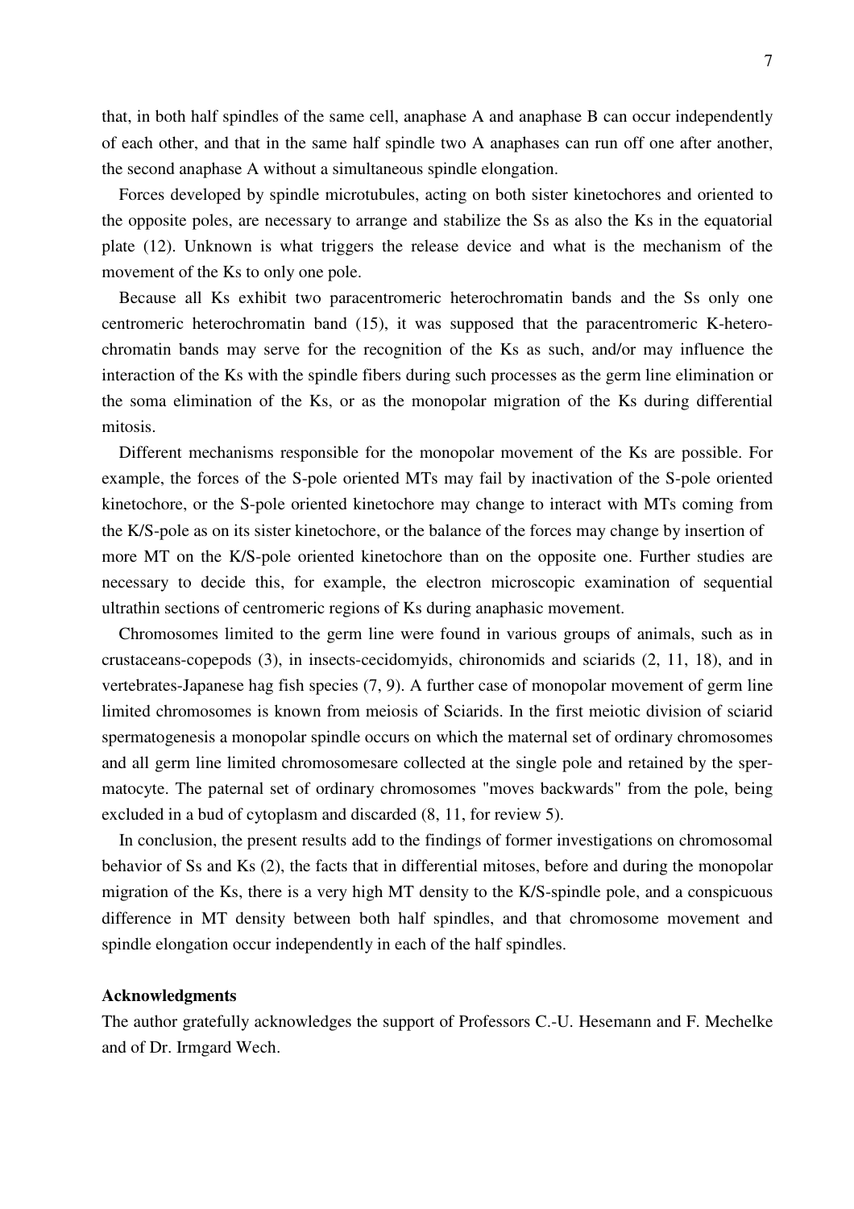that, in both half spindles of the same cell, anaphase A and anaphase B can occur independently of each other, and that in the same half spindle two A anaphases can run off one after another, the second anaphase A without a simultaneous spindle elongation.

Forces developed by spindle microtubules, acting on both sister kinetochores and oriented to the opposite poles, are necessary to arrange and stabilize the Ss as also the Ks in the equatorial plate (12). Unknown is what triggers the release device and what is the mechanism of the movement of the Ks to only one pole.

Because all Ks exhibit two paracentromeric heterochromatin bands and the Ss only one centromeric heterochromatin band (15), it was supposed that the paracentromeric K-heterochromatin bands may serve for the recognition of the Ks as such, and/or may influence the interaction of the Ks with the spindle fibers during such processes as the germ line elimination or the soma elimination of the Ks, or as the monopolar migration of the Ks during differential mitosis.

Different mechanisms responsible for the monopolar movement of the Ks are possible. For example, the forces of the S-pole oriented MTs may fail by inactivation of the S-pole oriented kinetochore, or the S-pole oriented kinetochore may change to interact with MTs coming from the K/S-pole as on its sister kinetochore, or the balance of the forces may change by insertion of more MT on the K/S-pole oriented kinetochore than on the opposite one. Further studies are necessary to decide this, for example, the electron microscopic examination of sequential ultrathin sections of centromeric regions of Ks during anaphasic movement.

Chromosomes limited to the germ line were found in various groups of animals, such as in crustaceans-copepods (3), in insects-cecidomyids, chironomids and sciarids (2, 11, 18), and in vertebrates-Japanese hag fish species (7, 9). A further case of monopolar movement of germ line limited chromosomes is known from meiosis of Sciarids. In the first meiotic division of sciarid spermatogenesis a monopolar spindle occurs on which the maternal set of ordinary chromosomes and all germ line limited chromosomesare collected at the single pole and retained by the spermatocyte. The paternal set of ordinary chromosomes "moves backwards" from the pole, being excluded in a bud of cytoplasm and discarded (8, 11, for review 5).

In conclusion, the present results add to the findings of former investigations on chromosomal behavior of Ss and Ks (2), the facts that in differential mitoses, before and during the monopolar migration of the Ks, there is a very high MT density to the K/S-spindle pole, and a conspicuous difference in MT density between both half spindles, and that chromosome movement and spindle elongation occur independently in each of the half spindles.

**Acknowledgments**

The author gratefully acknowledges the support of Professors C.-U. Hesemann and F. Mechelke and of Dr. Irmgard Wech.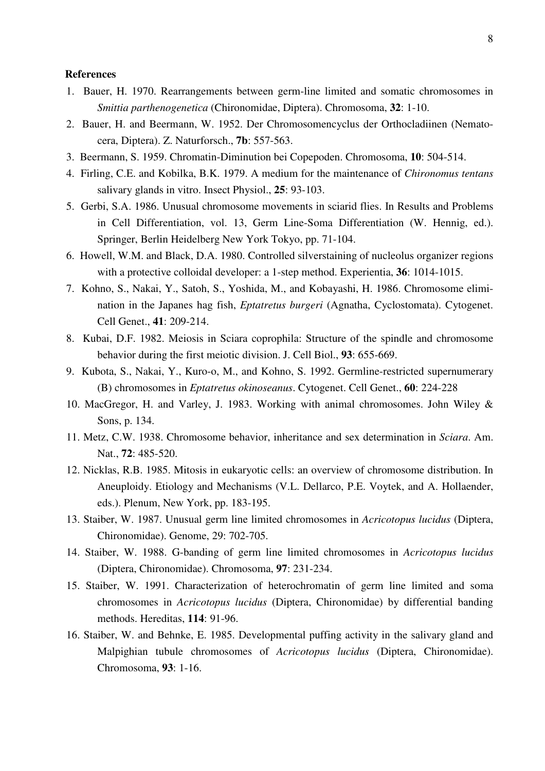**References**

1. Bauer, H. 1970. Rearrangements between germ-line limited and somatic chromosomes in *Smittia parthenogenetica* (Chironomidae, Diptera). Chromosoma, **32**: 1-10.
2. Bauer, H. and Beermann, W. 1952. Der Chromosomencyclus der Orthocladiinen (Nematocera, Diptera). Z. Naturforsch., **7b**: 557-563.
3. Beermann, S. 1959. Chromatin-Diminution bei Copepoden. Chromosoma, **10**: 504-514.
4. Firling, C.E. and Kobilka, B.K. 1979. A medium for the maintenance of *Chironomus tentans* salivary glands in vitro. Insect Physiol., **25**: 93-103.
5. Gerbi, S.A. 1986. Unusual chromosome movements in sciarid flies. In Results and Problems in Cell Differentiation, vol. 13, Germ Line-Soma Differentiation (W. Hennig, ed.). Springer, Berlin Heidelberg New York Tokyo, pp. 71-104.
6. Howell, W.M. and Black, D.A. 1980. Controlled silverstaining of nucleolus organizer regions with a protective colloidal developer: a 1-step method. Experientia, **36**: 1014-1015.
7. Kohno, S., Nakai, Y., Satoh, S., Yoshida, M., and Kobayashi, H. 1986. Chromosome elimination in the Japanes hag fish, *Eptatretus burgeri* (Agnatha, Cyclostomata). Cytogenet. Cell Genet., **41**: 209-214.
8. Kubai, D.F. 1982. Meiosis in Sciara coprophila: Structure of the spindle and chromosome behavior during the first meiotic division. J. Cell Biol., **93**: 655-669.
9. Kubota, S., Nakai, Y., Kuro-o, M., and Kohno, S. 1992. Germline-restricted supernumerary (B) chromosomes in *Eptatretus okinoseanus*. Cytogenet. Cell Genet., **60**: 224-228
10. MacGregor, H. and Varley, J. 1983. Working with animal chromosomes. John Wiley & Sons, p. 134.
11. Metz, C.W. 1938. Chromosome behavior, inheritance and sex determination in *Sciara*. Am. Nat., **72**: 485-520.
12. Nicklas, R.B. 1985. Mitosis in eukaryotic cells: an overview of chromosome distribution. In Aneuploidy. Etiology and Mechanisms (V.L. Dellarco, P.E. Voytek, and A. Hollaender, eds.). Plenum, New York, pp. 183-195.
13. Staiber, W. 1987. Unusual germ line limited chromosomes in *Acricotopus lucidus* (Diptera, Chironomidae). Genome, 29: 702-705.
14. Staiber, W. 1988. G-banding of germ line limited chromosomes in *Acricotopus lucidus* (Diptera, Chironomidae). Chromosoma, **97**: 231-234.
15. Staiber, W. 1991. Characterization of heterochromatin of germ line limited and soma chromosomes in *Acricotopus lucidus* (Diptera, Chironomidae) by differential banding methods. Hereditas, **114**: 91-96.
16. Staiber, W. and Behnke, E. 1985. Developmental puffing activity in the salivary gland and Malpighian tubule chromosomes of *Acricotopus lucidus* (Diptera, Chironomidae). Chromosoma, **93**: 1-16.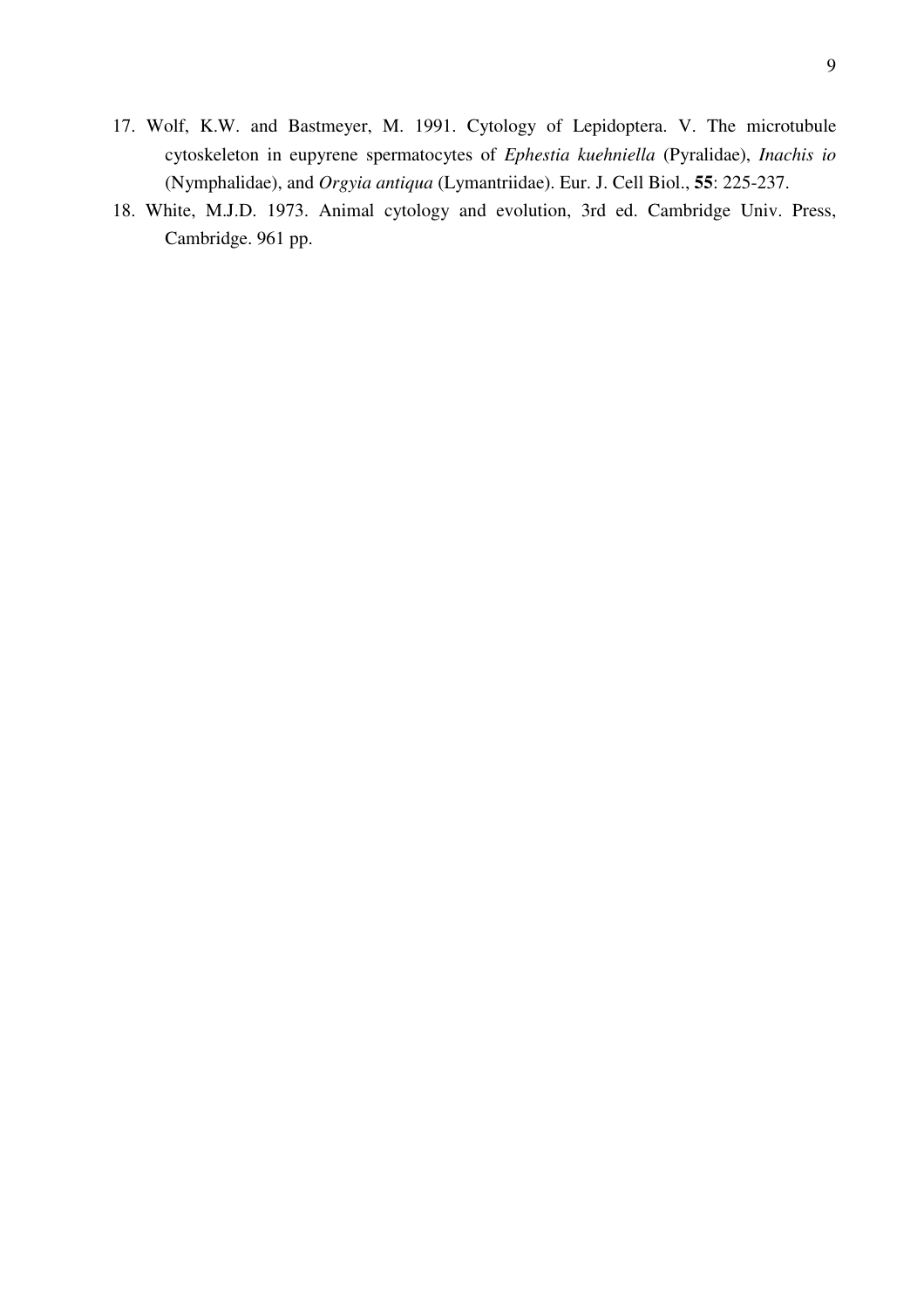17. Wolf, K.W. and Bastmeyer, M. 1991. Cytology of Lepidoptera. V. The microtubule cytoskeleton in eupyrene spermatocytes of *Ephestia kuehniella* (Pyralidae), *Inachis io* (Nymphalidae), and *Orgyia antiqua* (Lymantriidae). Eur. J. Cell Biol., **55**: 225-237.
18. White, M.J.D. 1973. Animal cytology and evolution, 3rd ed. Cambridge Univ. Press, Cambridge. 961 pp.